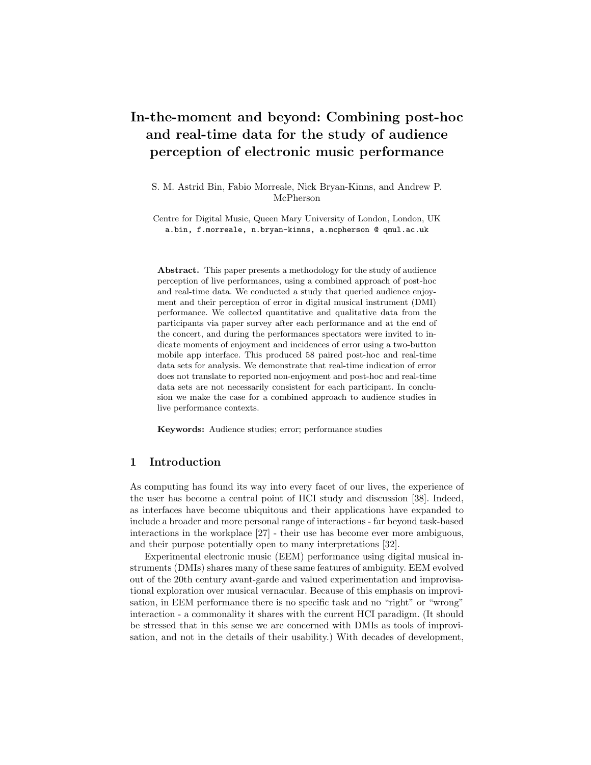# In-the-moment and beyond: Combining post-hoc and real-time data for the study of audience perception of electronic music performance

S. M. Astrid Bin, Fabio Morreale, Nick Bryan-Kinns, and Andrew P. McPherson

Centre for Digital Music, Queen Mary University of London, London, UK
a.bin, f.morreale, n.bryan-kinns, a.mcpherson @ qmul.ac.uk

**Abstract.** This paper presents a methodology for the study of audience perception of live performances, using a combined approach of post-hoc and real-time data. We conducted a study that queried audience enjoyment and their perception of error in digital musical instrument (DMI) performance. We collected quantitative and qualitative data from the participants via paper survey after each performance and at the end of the concert, and during the performances spectators were invited to indicate moments of enjoyment and incidences of error using a two-button mobile app interface. This produced 58 paired post-hoc and real-time data sets for analysis. We demonstrate that real-time indication of error does not translate to reported non-enjoyment and post-hoc and real-time data sets are not necessarily consistent for each participant. In conclusion we make the case for a combined approach to audience studies in live performance contexts.

**Keywords:** Audience studies; error; performance studies

## 1 Introduction

As computing has found its way into every facet of our lives, the experience of the user has become a central point of HCI study and discussion [38]. Indeed, as interfaces have become ubiquitous and their applications have expanded to include a broader and more personal range of interactions - far beyond task-based interactions in the workplace [27] - their use has become ever more ambiguous, and their purpose potentially open to many interpretations [32].

Experimental electronic music (EEM) performance using digital musical instruments (DMIs) shares many of these same features of ambiguity. EEM evolved out of the 20th century avant-garde and valued experimentation and improvisational exploration over musical vernacular. Because of this emphasis on improvisation, in EEM performance there is no specific task and no "right" or "wrong" interaction - a commonality it shares with the current HCI paradigm. (It should be stressed that in this sense we are concerned with DMIs as tools of improvisation, and not in the details of their usability.) With decades of development,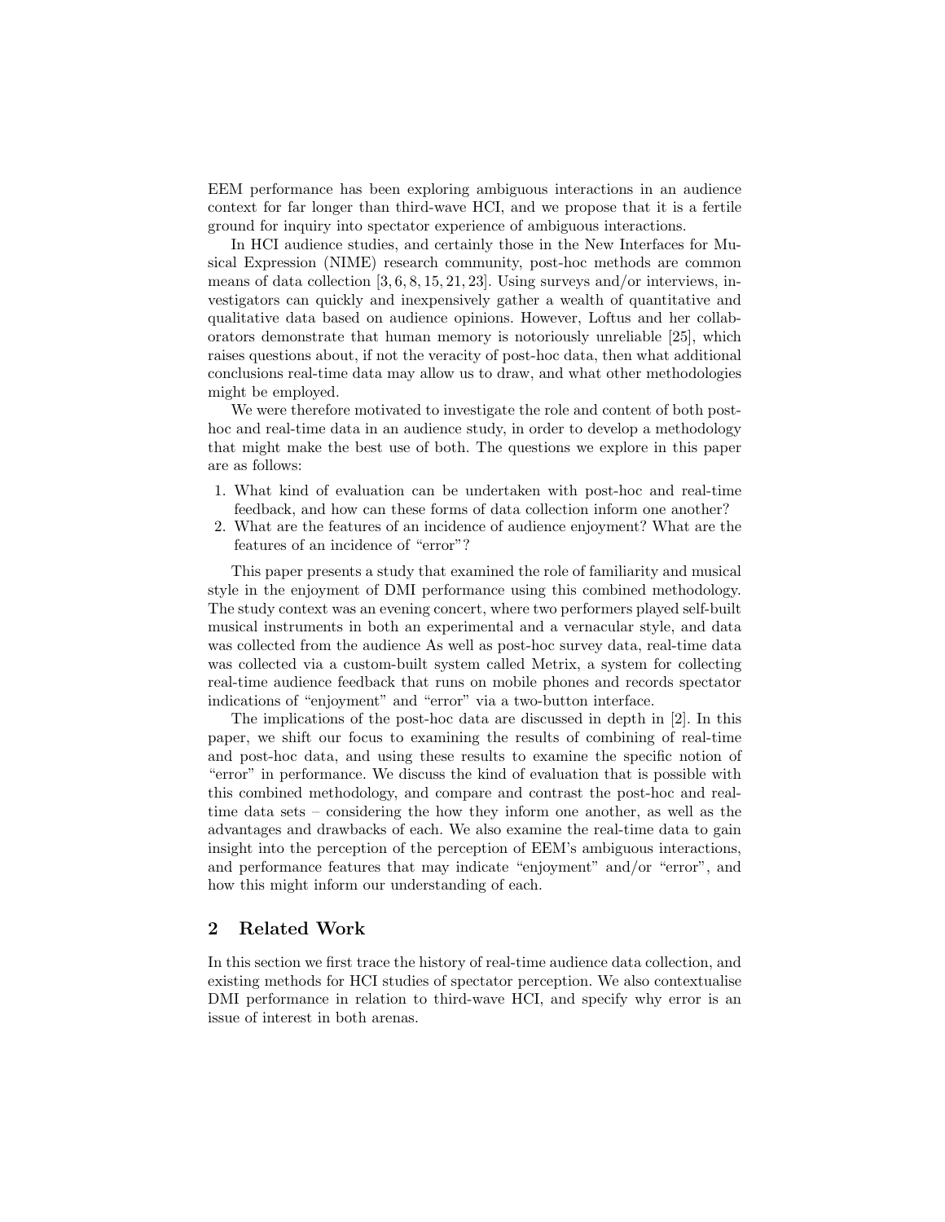EEM performance has been exploring ambiguous interactions in an audience context for far longer than third-wave HCI, and we propose that it is a fertile ground for inquiry into spectator experience of ambiguous interactions.

In HCI audience studies, and certainly those in the New Interfaces for Musical Expression (NIME) research community, post-hoc methods are common means of data collection [3, 6, 8, 15, 21, 23]. Using surveys and/or interviews, investigators can quickly and inexpensively gather a wealth of quantitative and qualitative data based on audience opinions. However, Loftus and her collaborators demonstrate that human memory is notoriously unreliable [25], which raises questions about, if not the veracity of post-hoc data, then what additional conclusions real-time data may allow us to draw, and what other methodologies might be employed.

We were therefore motivated to investigate the role and content of both post-hoc and real-time data in an audience study, in order to develop a methodology that might make the best use of both. The questions we explore in this paper are as follows:

1. What kind of evaluation can be undertaken with post-hoc and real-time feedback, and how can these forms of data collection inform one another?
2. What are the features of an incidence of audience enjoyment? What are the features of an incidence of "error"?

This paper presents a study that examined the role of familiarity and musical style in the enjoyment of DMI performance using this combined methodology. The study context was an evening concert, where two performers played self-built musical instruments in both an experimental and a vernacular style, and data was collected from the audience As well as post-hoc survey data, real-time data was collected via a custom-built system called Metrix, a system for collecting real-time audience feedback that runs on mobile phones and records spectator indications of "enjoyment" and "error" via a two-button interface.

The implications of the post-hoc data are discussed in depth in [2]. In this paper, we shift our focus to examining the results of combining of real-time and post-hoc data, and using these results to examine the specific notion of "error" in performance. We discuss the kind of evaluation that is possible with this combined methodology, and compare and contrast the post-hoc and real-time data sets – considering the how they inform one another, as well as the advantages and drawbacks of each. We also examine the real-time data to gain insight into the perception of the perception of EEM's ambiguous interactions, and performance features that may indicate "enjoyment" and/or "error", and how this might inform our understanding of each.

## 2 Related Work

In this section we first trace the history of real-time audience data collection, and existing methods for HCI studies of spectator perception. We also contextualise DMI performance in relation to third-wave HCI, and specify why error is an issue of interest in both arenas.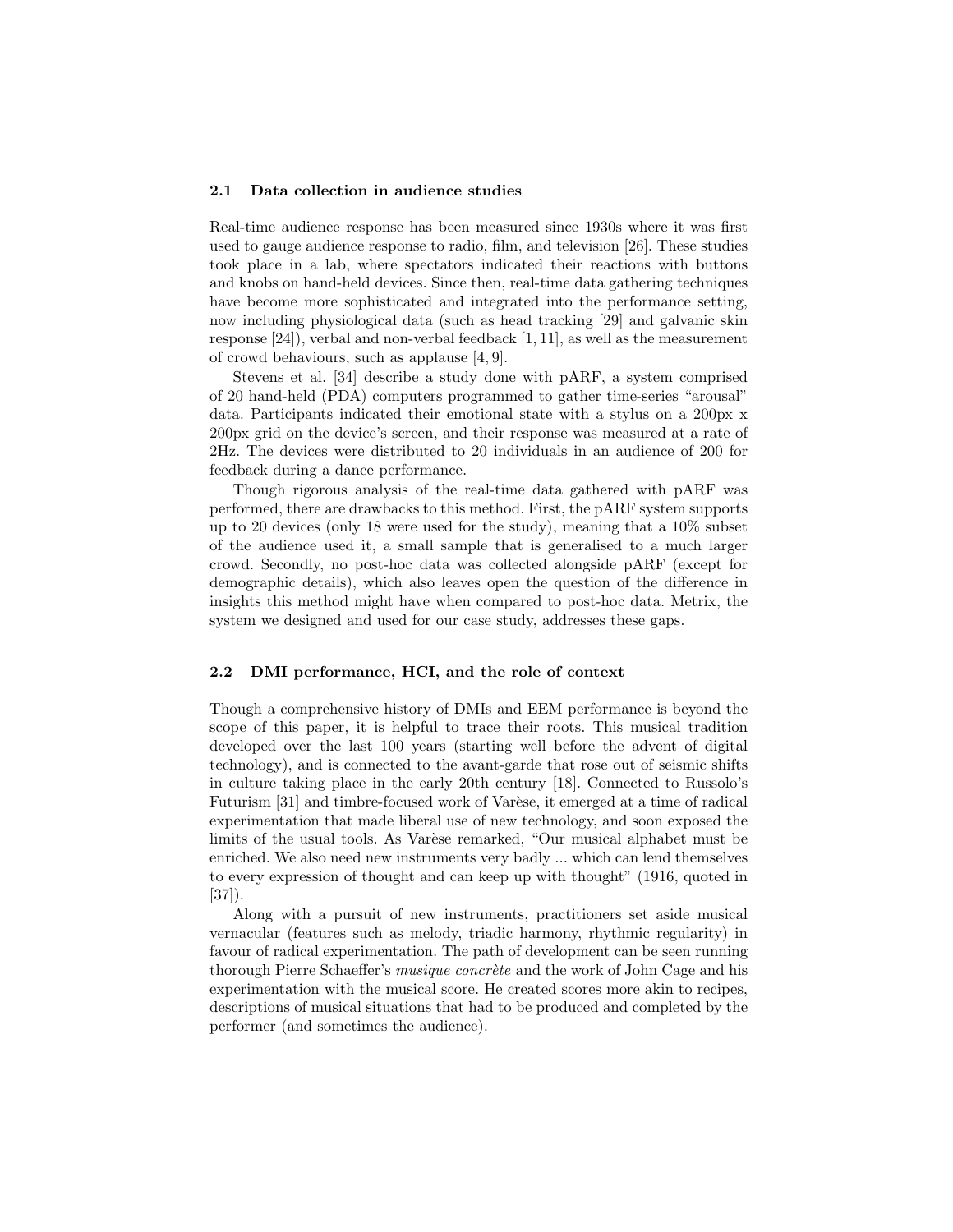### 2.1 Data collection in audience studies

Real-time audience response has been measured since 1930s where it was first used to gauge audience response to radio, film, and television [26]. These studies took place in a lab, where spectators indicated their reactions with buttons and knobs on hand-held devices. Since then, real-time data gathering techniques have become more sophisticated and integrated into the performance setting, now including physiological data (such as head tracking [29] and galvanic skin response [24]), verbal and non-verbal feedback [1, 11], as well as the measurement of crowd behaviours, such as applause [4, 9].

Stevens et al. [34] describe a study done with pARF, a system comprised of 20 hand-held (PDA) computers programmed to gather time-series "arousal" data. Participants indicated their emotional state with a stylus on a 200px x 200px grid on the device's screen, and their response was measured at a rate of 2Hz. The devices were distributed to 20 individuals in an audience of 200 for feedback during a dance performance.

Though rigorous analysis of the real-time data gathered with pARF was performed, there are drawbacks to this method. First, the pARF system supports up to 20 devices (only 18 were used for the study), meaning that a 10% subset of the audience used it, a small sample that is generalised to a much larger crowd. Secondly, no post-hoc data was collected alongside pARF (except for demographic details), which also leaves open the question of the difference in insights this method might have when compared to post-hoc data. Metrix, the system we designed and used for our case study, addresses these gaps.

### 2.2 DMI performance, HCI, and the role of context

Though a comprehensive history of DMIs and EEM performance is beyond the scope of this paper, it is helpful to trace their roots. This musical tradition developed over the last 100 years (starting well before the advent of digital technology), and is connected to the avant-garde that rose out of seismic shifts in culture taking place in the early 20th century [18]. Connected to Russolo's Futurism [31] and timbre-focused work of Varèse, it emerged at a time of radical experimentation that made liberal use of new technology, and soon exposed the limits of the usual tools. As Varèse remarked, "Our musical alphabet must be enriched. We also need new instruments very badly ... which can lend themselves to every expression of thought and can keep up with thought" (1916, quoted in [37]).

Along with a pursuit of new instruments, practitioners set aside musical vernacular (features such as melody, triadic harmony, rhythmic regularity) in favour of radical experimentation. The path of development can be seen running thorough Pierre Schaeffer's *musique concrète* and the work of John Cage and his experimentation with the musical score. He created scores more akin to recipes, descriptions of musical situations that had to be produced and completed by the performer (and sometimes the audience).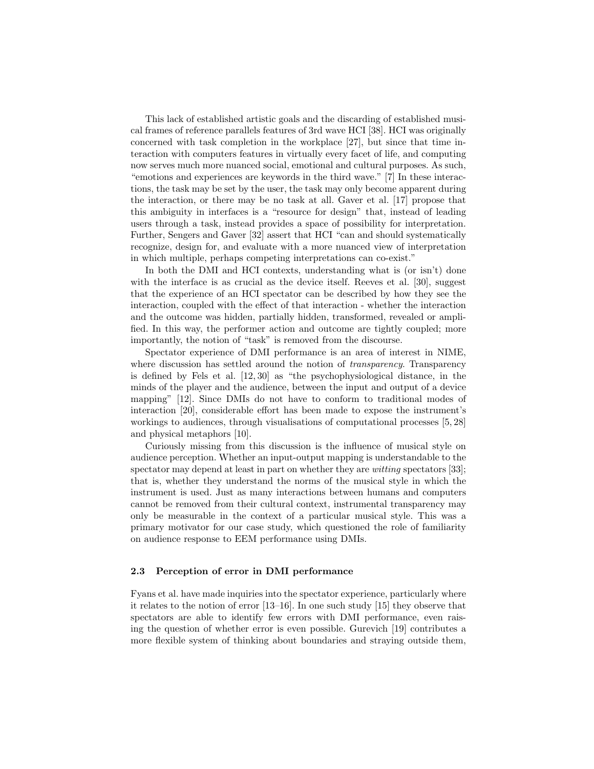This lack of established artistic goals and the discarding of established musical frames of reference parallels features of 3rd wave HCI [38]. HCI was originally concerned with task completion in the workplace [27], but since that time interaction with computers features in virtually every facet of life, and computing now serves much more nuanced social, emotional and cultural purposes. As such, "emotions and experiences are keywords in the third wave." [7] In these interactions, the task may be set by the user, the task may only become apparent during the interaction, or there may be no task at all. Gaver et al. [17] propose that this ambiguity in interfaces is a "resource for design" that, instead of leading users through a task, instead provides a space of possibility for interpretation. Further, Sengers and Gaver [32] assert that HCI "can and should systematically recognize, design for, and evaluate with a more nuanced view of interpretation in which multiple, perhaps competing interpretations can co-exist."

In both the DMI and HCI contexts, understanding what is (or isn't) done with the interface is as crucial as the device itself. Reeves et al. [30], suggest that the experience of an HCI spectator can be described by how they see the interaction, coupled with the effect of that interaction - whether the interaction and the outcome was hidden, partially hidden, transformed, revealed or amplified. In this way, the performer action and outcome are tightly coupled; more importantly, the notion of "task" is removed from the discourse.

Spectator experience of DMI performance is an area of interest in NIME, where discussion has settled around the notion of *transparency*. Transparency is defined by Fels et al. [12, 30] as "the psychophysiological distance, in the minds of the player and the audience, between the input and output of a device mapping" [12]. Since DMIs do not have to conform to traditional modes of interaction [20], considerable effort has been made to expose the instrument's workings to audiences, through visualisations of computational processes [5, 28] and physical metaphors [10].

Curiously missing from this discussion is the influence of musical style on audience perception. Whether an input-output mapping is understandable to the spectator may depend at least in part on whether they are *witting* spectators [33]; that is, whether they understand the norms of the musical style in which the instrument is used. Just as many interactions between humans and computers cannot be removed from their cultural context, instrumental transparency may only be measurable in the context of a particular musical style. This was a primary motivator for our case study, which questioned the role of familiarity on audience response to EEM performance using DMIs.

### 2.3 Perception of error in DMI performance

Fyans et al. have made inquiries into the spectator experience, particularly where it relates to the notion of error [13–16]. In one such study [15] they observe that spectators are able to identify few errors with DMI performance, even raising the question of whether error is even possible. Gurevich [19] contributes a more flexible system of thinking about boundaries and straying outside them,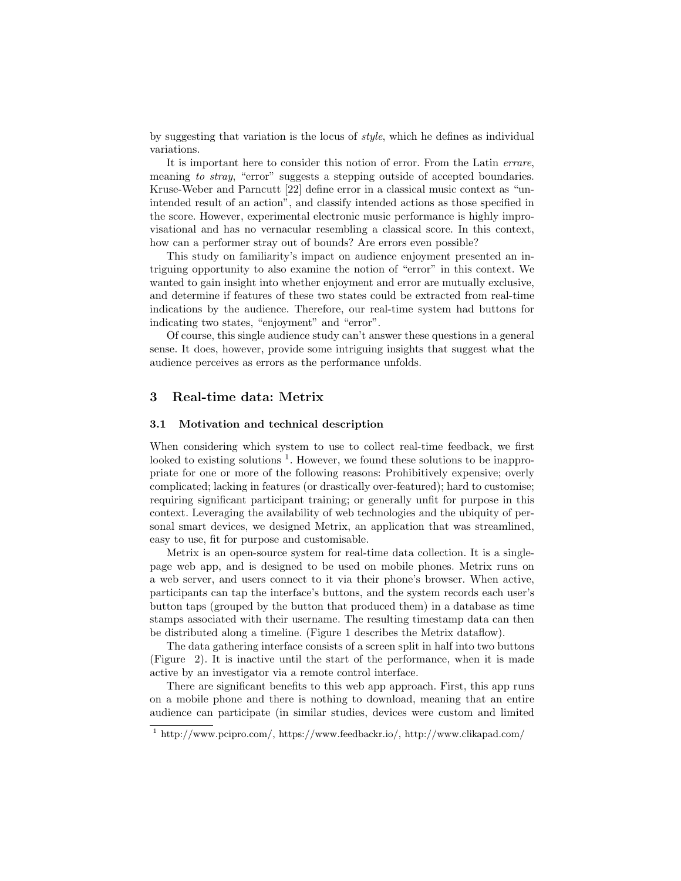by suggesting that variation is the locus of *style*, which he defines as individual variations.

It is important here to consider this notion of error. From the Latin *errare*, meaning *to stray*, "error" suggests a stepping outside of accepted boundaries. Kruse-Weber and Parncutt [22] define error in a classical music context as "unintended result of an action", and classify intended actions as those specified in the score. However, experimental electronic music performance is highly improvisational and has no vernacular resembling a classical score. In this context, how can a performer stray out of bounds? Are errors even possible?

This study on familiarity's impact on audience enjoyment presented an intriguing opportunity to also examine the notion of "error" in this context. We wanted to gain insight into whether enjoyment and error are mutually exclusive, and determine if features of these two states could be extracted from real-time indications by the audience. Therefore, our real-time system had buttons for indicating two states, "enjoyment" and "error".

Of course, this single audience study can't answer these questions in a general sense. It does, however, provide some intriguing insights that suggest what the audience perceives as errors as the performance unfolds.

## 3 Real-time data: Metrix

### 3.1 Motivation and technical description

When considering which system to use to collect real-time feedback, we first looked to existing solutions [1]. However, we found these solutions to be inappropriate for one or more of the following reasons: Prohibitively expensive; overly complicated; lacking in features (or drastically over-featured); hard to customise; requiring significant participant training; or generally unfit for purpose in this context. Leveraging the availability of web technologies and the ubiquity of personal smart devices, we designed Metrix, an application that was streamlined, easy to use, fit for purpose and customisable.

Metrix is an open-source system for real-time data collection. It is a single-page web app, and is designed to be used on mobile phones. Metrix runs on a web server, and users connect to it via their phone's browser. When active, participants can tap the interface's buttons, and the system records each user's button taps (grouped by the button that produced them) in a database as time stamps associated with their username. The resulting timestamp data can then be distributed along a timeline. (Figure 1 describes the Metrix dataflow).

The data gathering interface consists of a screen split in half into two buttons (Figure 2). It is inactive until the start of the performance, when it is made active by an investigator via a remote control interface.

There are significant benefits to this web app approach. First, this app runs on a mobile phone and there is nothing to download, meaning that an entire audience can participate (in similar studies, devices were custom and limited

[1] http://www.pcipro.com/, https://www.feedbackr.io/, http://www.clikapad.com/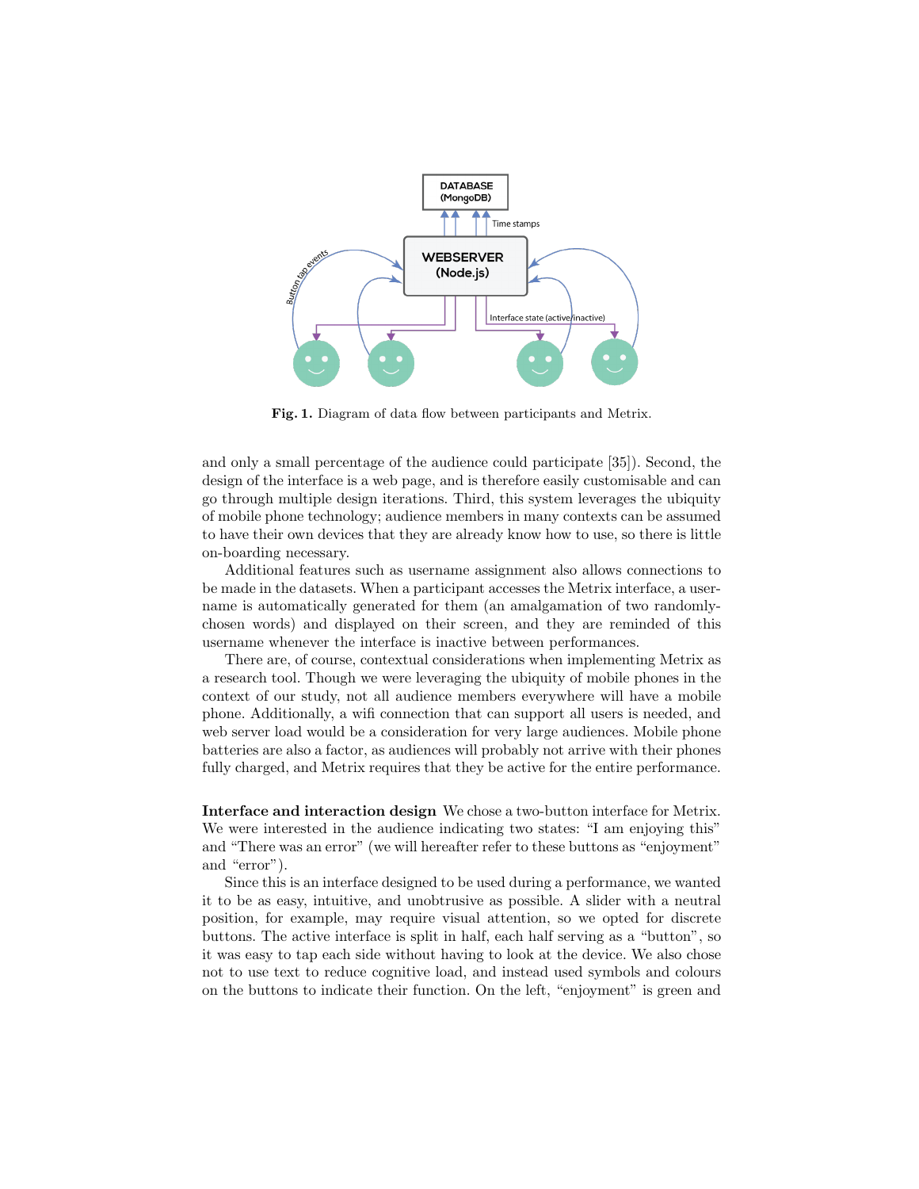DATABASE
(MongoDB)

Time stamps

WEBSERVER
(Node.js)

Button tap events

Interface state (active/inactive)

**Fig. 1.** Diagram of data flow between participants and Metrix.

and only a small percentage of the audience could participate [35]). Second, the design of the interface is a web page, and is therefore easily customisable and can go through multiple design iterations. Third, this system leverages the ubiquity of mobile phone technology; audience members in many contexts can be assumed to have their own devices that they are already know how to use, so there is little on-boarding necessary.

Additional features such as username assignment also allows connections to be made in the datasets. When a participant accesses the Metrix interface, a username is automatically generated for them (an amalgamation of two randomly-chosen words) and displayed on their screen, and they are reminded of this username whenever the interface is inactive between performances.

There are, of course, contextual considerations when implementing Metrix as a research tool. Though we were leveraging the ubiquity of mobile phones in the context of our study, not all audience members everywhere will have a mobile phone. Additionally, a wifi connection that can support all users is needed, and web server load would be a consideration for very large audiences. Mobile phone batteries are also a factor, as audiences will probably not arrive with their phones fully charged, and Metrix requires that they be active for the entire performance.

**Interface and interaction design** We chose a two-button interface for Metrix. We were interested in the audience indicating two states: "I am enjoying this" and "There was an error" (we will hereafter refer to these buttons as "enjoyment" and "error").

Since this is an interface designed to be used during a performance, we wanted it to be as easy, intuitive, and unobtrusive as possible. A slider with a neutral position, for example, may require visual attention, so we opted for discrete buttons. The active interface is split in half, each half serving as a "button", so it was easy to tap each side without having to look at the device. We also chose not to use text to reduce cognitive load, and instead used symbols and colours on the buttons to indicate their function. On the left, "enjoyment" is green and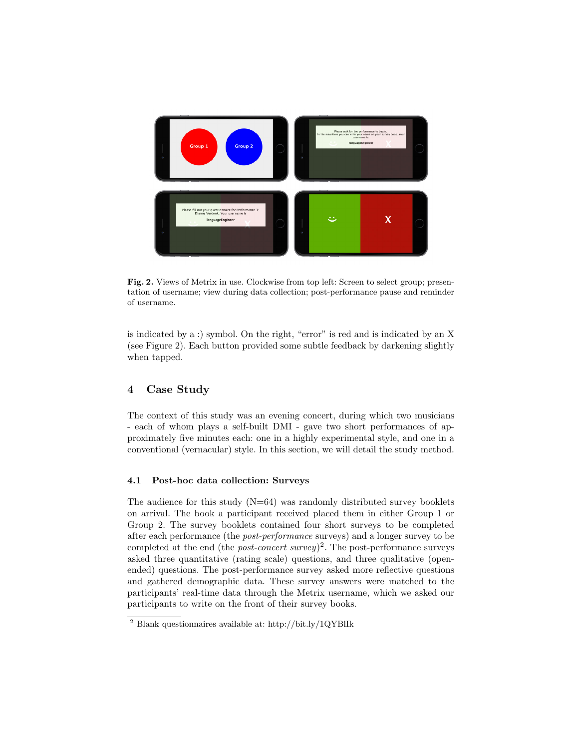**Fig. 2.** Views of Metrix in use. Clockwise from top left: Screen to select group; presentation of username; view during data collection; post-performance pause and reminder of username.

is indicated by a :) symbol. On the right, "error" is red and is indicated by an X (see Figure 2). Each button provided some subtle feedback by darkening slightly when tapped.

## 4 Case Study

The context of this study was an evening concert, during which two musicians - each of whom plays a self-built DMI - gave two short performances of approximately five minutes each: one in a highly experimental style, and one in a conventional (vernacular) style. In this section, we will detail the study method.

### 4.1 Post-hoc data collection: Surveys

The audience for this study (N=64) was randomly distributed survey booklets on arrival. The book a participant received placed them in either Group 1 or Group 2. The survey booklets contained four short surveys to be completed after each performance (the *post-performance* surveys) and a longer survey to be completed at the end (the *post-concert survey*)[2]. The post-performance surveys asked three quantitative (rating scale) questions, and three qualitative (open-ended) questions. The post-performance survey asked more reflective questions and gathered demographic data. These survey answers were matched to the participants' real-time data through the Metrix username, which we asked our participants to write on the front of their survey books.

[2] Blank questionnaires available at: http://bit.ly/1QYBlIk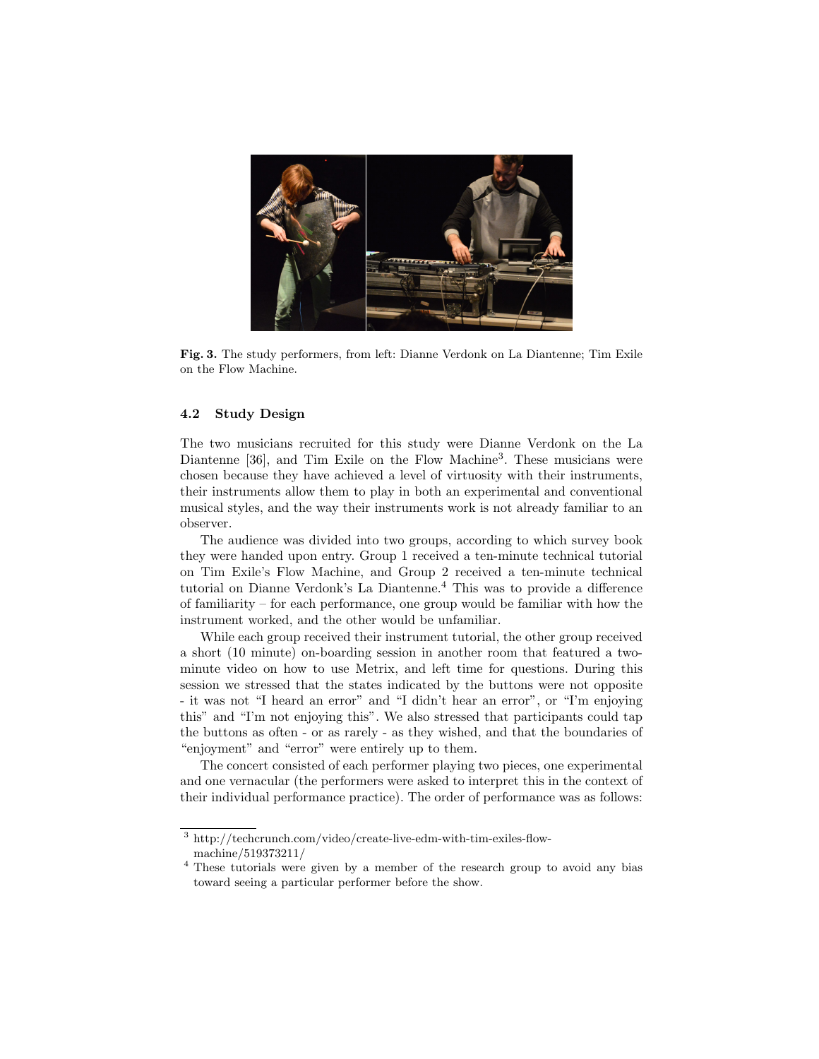Fig. 3. The study performers, from left: Dianne Verdonk on La Diantenne; Tim Exile on the Flow Machine.

### 4.2 Study Design

The two musicians recruited for this study were Dianne Verdonk on the La Diantenne [36], and Tim Exile on the Flow Machine[3]. These musicians were chosen because they have achieved a level of virtuosity with their instruments, their instruments allow them to play in both an experimental and conventional musical styles, and the way their instruments work is not already familiar to an observer.

The audience was divided into two groups, according to which survey book they were handed upon entry. Group 1 received a ten-minute technical tutorial on Tim Exile's Flow Machine, and Group 2 received a ten-minute technical tutorial on Dianne Verdonk's La Diantenne.[4] This was to provide a difference of familiarity – for each performance, one group would be familiar with how the instrument worked, and the other would be unfamiliar.

While each group received their instrument tutorial, the other group received a short (10 minute) on-boarding session in another room that featured a two-minute video on how to use Metrix, and left time for questions. During this session we stressed that the states indicated by the buttons were not opposite - it was not "I heard an error" and "I didn't hear an error", or "I'm enjoying this" and "I'm not enjoying this". We also stressed that participants could tap the buttons as often - or as rarely - as they wished, and that the boundaries of "enjoyment" and "error" were entirely up to them.

The concert consisted of each performer playing two pieces, one experimental and one vernacular (the performers were asked to interpret this in the context of their individual performance practice). The order of performance was as follows:

[3] http://techcrunch.com/video/create-live-edm-with-tim-exiles-flow-machine/519373211/

[4] These tutorials were given by a member of the research group to avoid any bias toward seeing a particular performer before the show.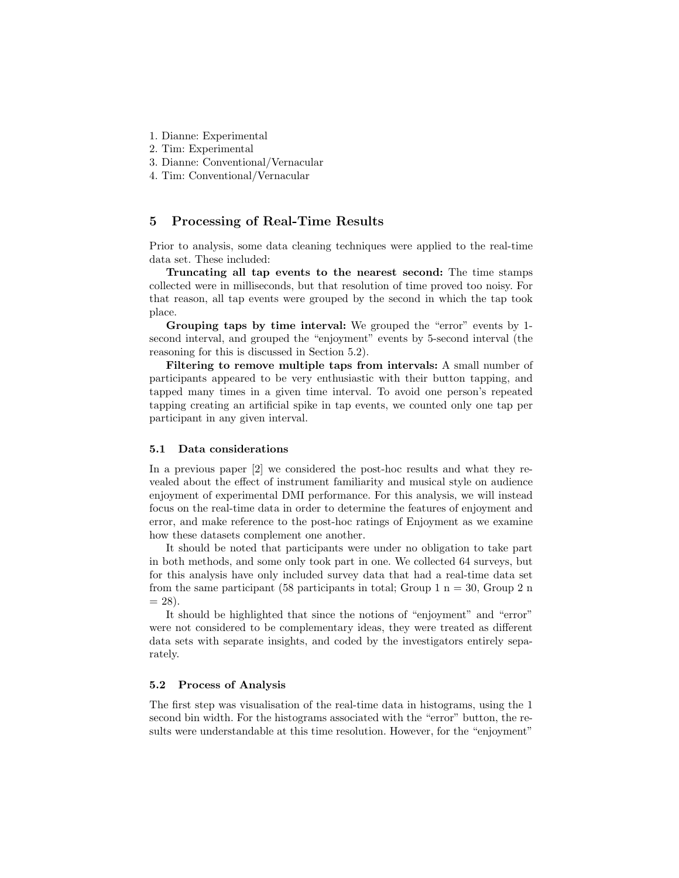1. Dianne: Experimental
2. Tim: Experimental
3. Dianne: Conventional/Vernacular
4. Tim: Conventional/Vernacular

## 5 Processing of Real-Time Results

Prior to analysis, some data cleaning techniques were applied to the real-time data set. These included:

**Truncating all tap events to the nearest second:** The time stamps collected were in milliseconds, but that resolution of time proved too noisy. For that reason, all tap events were grouped by the second in which the tap took place.

**Grouping taps by time interval:** We grouped the "error" events by 1-second interval, and grouped the "enjoyment" events by 5-second interval (the reasoning for this is discussed in Section 5.2).

**Filtering to remove multiple taps from intervals:** A small number of participants appeared to be very enthusiastic with their button tapping, and tapped many times in a given time interval. To avoid one person's repeated tapping creating an artificial spike in tap events, we counted only one tap per participant in any given interval.

### 5.1 Data considerations

In a previous paper [2] we considered the post-hoc results and what they revealed about the effect of instrument familiarity and musical style on audience enjoyment of experimental DMI performance. For this analysis, we will instead focus on the real-time data in order to determine the features of enjoyment and error, and make reference to the post-hoc ratings of Enjoyment as we examine how these datasets complement one another.

It should be noted that participants were under no obligation to take part in both methods, and some only took part in one. We collected 64 surveys, but for this analysis have only included survey data that had a real-time data set from the same participant (58 participants in total; Group 1 n = 30, Group 2 n = 28).

It should be highlighted that since the notions of "enjoyment" and "error" were not considered to be complementary ideas, they were treated as different data sets with separate insights, and coded by the investigators entirely separately.

### 5.2 Process of Analysis

The first step was visualisation of the real-time data in histograms, using the 1 second bin width. For the histograms associated with the "error" button, the results were understandable at this time resolution. However, for the "enjoyment"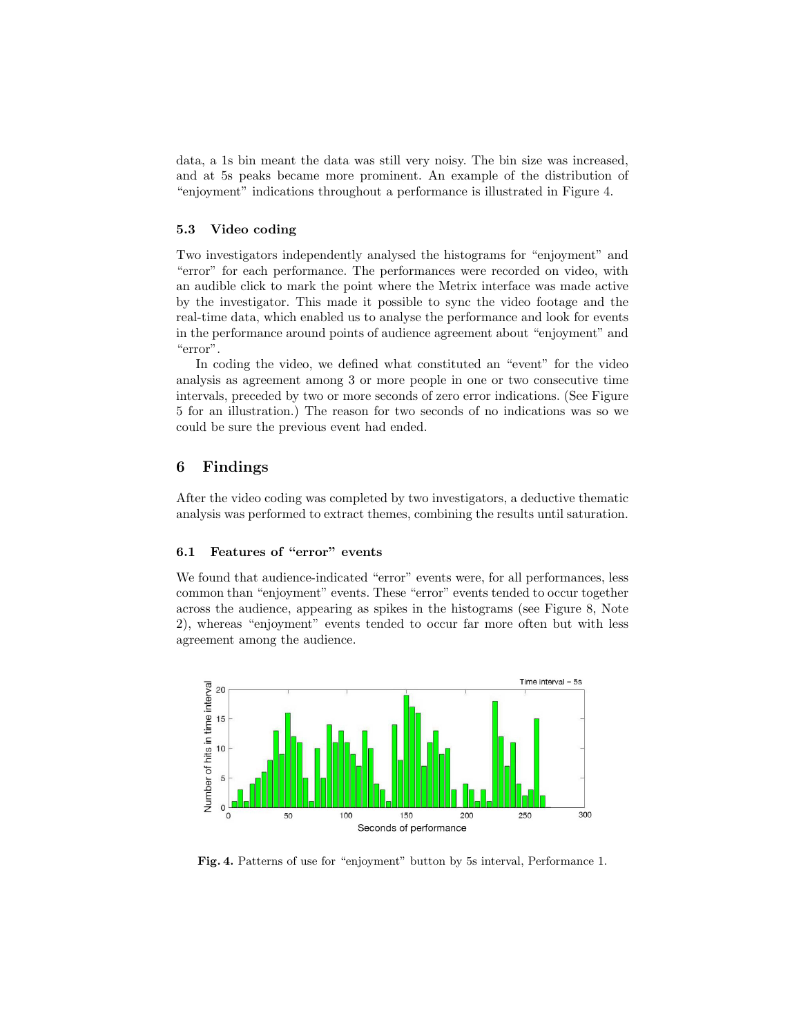data, a 1s bin meant the data was still very noisy. The bin size was increased, and at 5s peaks became more prominent. An example of the distribution of "enjoyment" indications throughout a performance is illustrated in Figure 4.

### 5.3 Video coding

Two investigators independently analysed the histograms for "enjoyment" and "error" for each performance. The performances were recorded on video, with an audible click to mark the point where the Metrix interface was made active by the investigator. This made it possible to sync the video footage and the real-time data, which enabled us to analyse the performance and look for events in the performance around points of audience agreement about "enjoyment" and "error".

In coding the video, we defined what constituted an "event" for the video analysis as agreement among 3 or more people in one or two consecutive time intervals, preceded by two or more seconds of zero error indications. (See Figure 5 for an illustration.) The reason for two seconds of no indications was so we could be sure the previous event had ended.

## 6 Findings

After the video coding was completed by two investigators, a deductive thematic analysis was performed to extract themes, combining the results until saturation.

### 6.1 Features of "error" events

We found that audience-indicated "error" events were, for all performances, less common than "enjoyment" events. These "error" events tended to occur together across the audience, appearing as spikes in the histograms (see Figure 8, Note 2), whereas "enjoyment" events tended to occur far more often but with less agreement among the audience.

**Fig. 4.** Patterns of use for "enjoyment" button by 5s interval, Performance 1.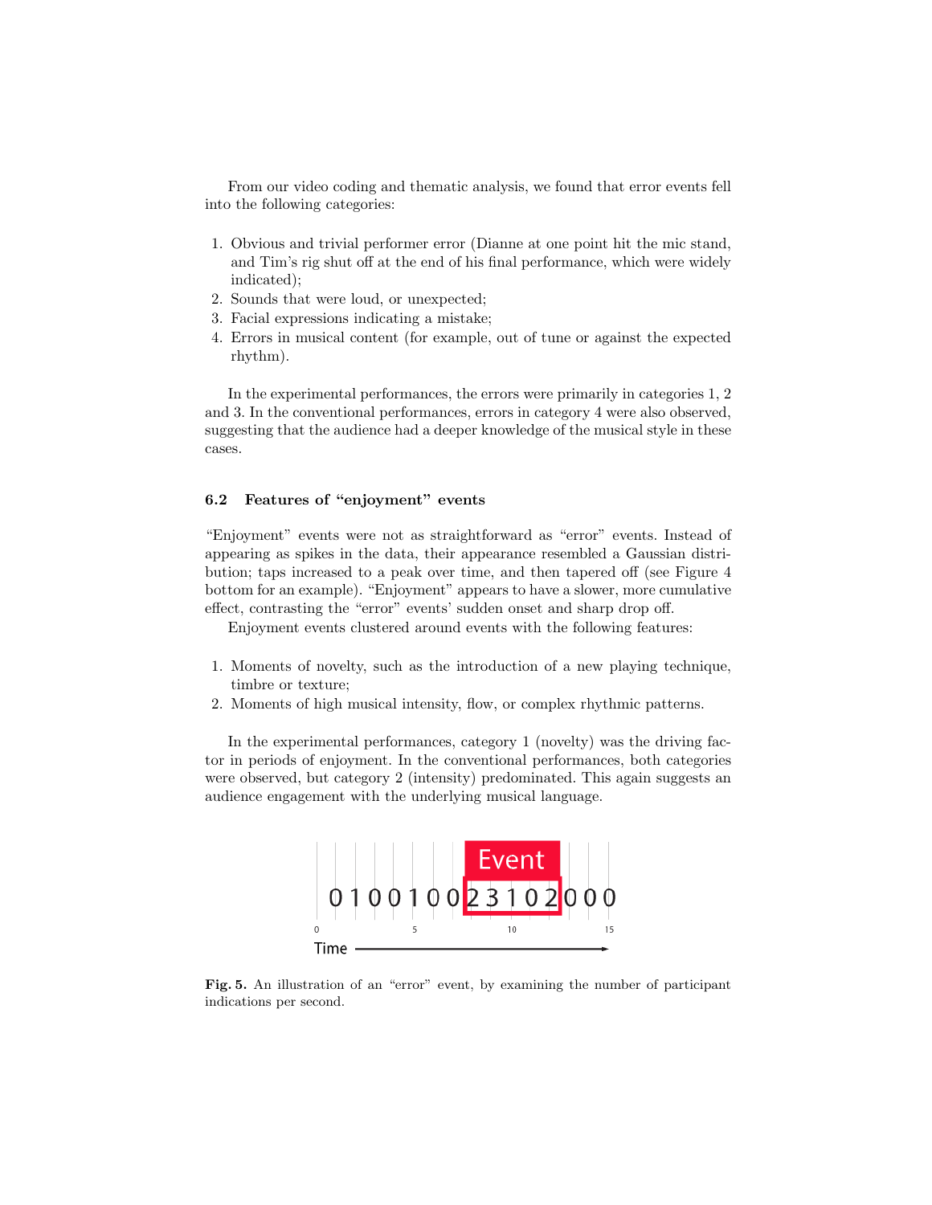From our video coding and thematic analysis, we found that error events fell into the following categories:

1. Obvious and trivial performer error (Dianne at one point hit the mic stand, and Tim's rig shut off at the end of his final performance, which were widely indicated);
2. Sounds that were loud, or unexpected;
3. Facial expressions indicating a mistake;
4. Errors in musical content (for example, out of tune or against the expected rhythm).

In the experimental performances, the errors were primarily in categories 1, 2 and 3. In the conventional performances, errors in category 4 were also observed, suggesting that the audience had a deeper knowledge of the musical style in these cases.

### 6.2 Features of "enjoyment" events

"Enjoyment" events were not as straightforward as "error" events. Instead of appearing as spikes in the data, their appearance resembled a Gaussian distribution; taps increased to a peak over time, and then tapered off (see Figure 4 bottom for an example). "Enjoyment" appears to have a slower, more cumulative effect, contrasting the "error" events' sudden onset and sharp drop off.

Enjoyment events clustered around events with the following features:

1. Moments of novelty, such as the introduction of a new playing technique, timbre or texture;
2. Moments of high musical intensity, flow, or complex rhythmic patterns.

In the experimental performances, category 1 (novelty) was the driving factor in periods of enjoyment. In the conventional performances, both categories were observed, but category 2 (intensity) predominated. This again suggests an audience engagement with the underlying musical language.

**Fig. 5.** An illustration of an "error" event, by examining the number of participant indications per second.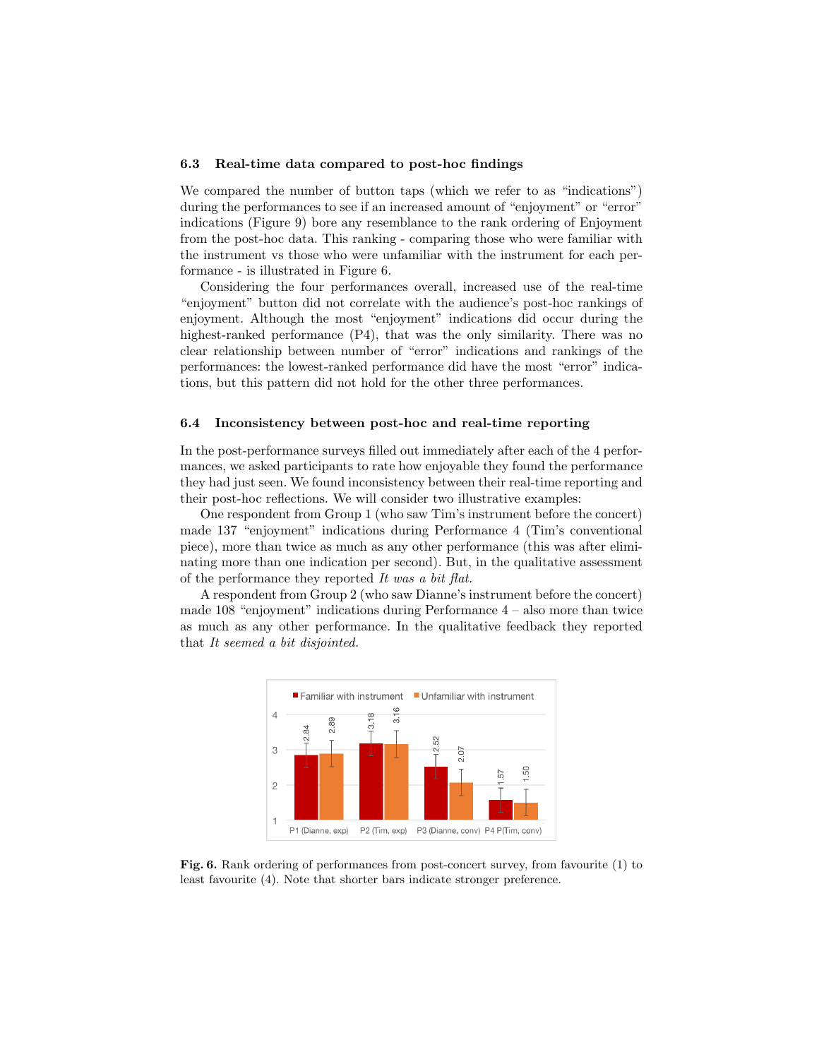### 6.3 Real-time data compared to post-hoc findings

We compared the number of button taps (which we refer to as "indications") during the performances to see if an increased amount of "enjoyment" or "error" indications (Figure 9) bore any resemblance to the rank ordering of Enjoyment from the post-hoc data. This ranking - comparing those who were familiar with the instrument vs those who were unfamiliar with the instrument for each performance - is illustrated in Figure 6.

Considering the four performances overall, increased use of the real-time "enjoyment" button did not correlate with the audience's post-hoc rankings of enjoyment. Although the most "enjoyment" indications did occur during the highest-ranked performance (P4), that was the only similarity. There was no clear relationship between number of "error" indications and rankings of the performances: the lowest-ranked performance did have the most "error" indications, but this pattern did not hold for the other three performances.

### 6.4 Inconsistency between post-hoc and real-time reporting

In the post-performance surveys filled out immediately after each of the 4 performances, we asked participants to rate how enjoyable they found the performance they had just seen. We found inconsistency between their real-time reporting and their post-hoc reflections. We will consider two illustrative examples:

One respondent from Group 1 (who saw Tim's instrument before the concert) made 137 "enjoyment" indications during Performance 4 (Tim's conventional piece), more than twice as much as any other performance (this was after eliminating more than one indication per second). But, in the qualitative assessment of the performance they reported *It was a bit flat.*

A respondent from Group 2 (who saw Dianne's instrument before the concert) made 108 "enjoyment" indications during Performance 4 – also more than twice as much as any other performance. In the qualitative feedback they reported that *It seemed a bit disjointed.*

| | Familiar with instrument | Unfamiliar with instrument |
|---|---|---|
| P1 (Dianne, exp) | 2.84 | 2.89 |
| P2 (Tim, exp) | 3.18 | 3.16 |
| P3 (Dianne, conv) | 2.52 | 2.07 |
| P4 P(Tim, conv) | 1.57 | 1.50 |

**Fig. 6.** Rank ordering of performances from post-concert survey, from favourite (1) to least favourite (4). Note that shorter bars indicate stronger preference.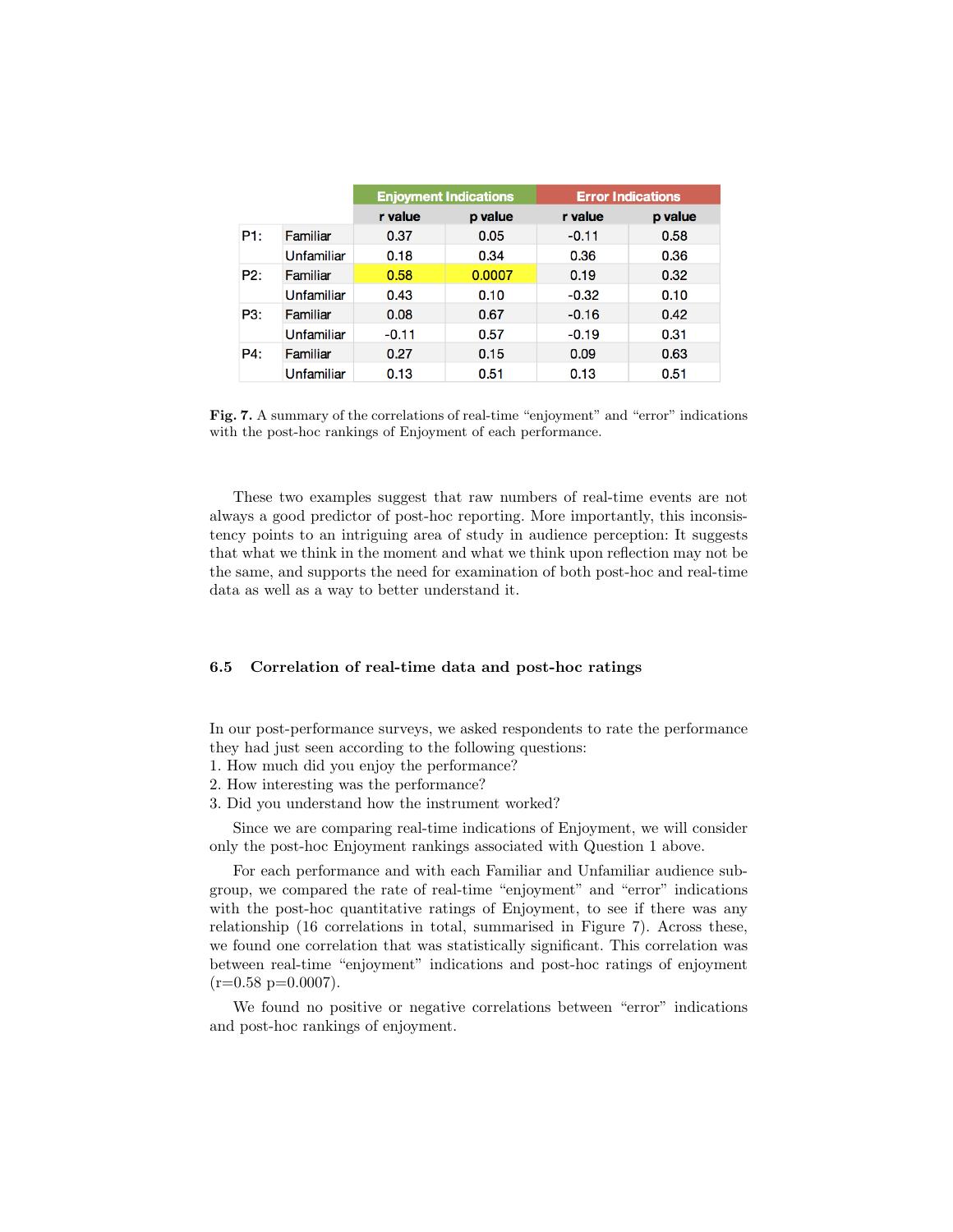| | | Enjoyment Indications | | Error Indications | |
|---|---|---|---|---|---|
| | | r value | p value | r value | p value |
| P1: | Familiar | 0.37 | 0.05 | -0.11 | 0.58 |
| | Unfamiliar | 0.18 | 0.34 | 0.36 | 0.36 |
| P2: | Familiar | 0.58 | 0.0007 | 0.19 | 0.32 |
| | Unfamiliar | 0.43 | 0.10 | -0.32 | 0.10 |
| P3: | Familiar | 0.08 | 0.67 | -0.16 | 0.42 |
| | Unfamiliar | -0.11 | 0.57 | -0.19 | 0.31 |
| P4: | Familiar | 0.27 | 0.15 | 0.09 | 0.63 |
| | Unfamiliar | 0.13 | 0.51 | 0.13 | 0.51 |

**Fig. 7.** A summary of the correlations of real-time "enjoyment" and "error" indications with the post-hoc rankings of Enjoyment of each performance.

These two examples suggest that raw numbers of real-time events are not always a good predictor of post-hoc reporting. More importantly, this inconsistency points to an intriguing area of study in audience perception: It suggests that what we think in the moment and what we think upon reflection may not be the same, and supports the need for examination of both post-hoc and real-time data as well as a way to better understand it.

### 6.5 Correlation of real-time data and post-hoc ratings

In our post-performance surveys, we asked respondents to rate the performance they had just seen according to the following questions:
1. How much did you enjoy the performance?
2. How interesting was the performance?
3. Did you understand how the instrument worked?

Since we are comparing real-time indications of Enjoyment, we will consider only the post-hoc Enjoyment rankings associated with Question 1 above.

For each performance and with each Familiar and Unfamiliar audience subgroup, we compared the rate of real-time "enjoyment" and "error" indications with the post-hoc quantitative ratings of Enjoyment, to see if there was any relationship (16 correlations in total, summarised in Figure 7). Across these, we found one correlation that was statistically significant. This correlation was between real-time "enjoyment" indications and post-hoc ratings of enjoyment ($r=0.58$ $p=0.0007$).

We found no positive or negative correlations between "error" indications and post-hoc rankings of enjoyment.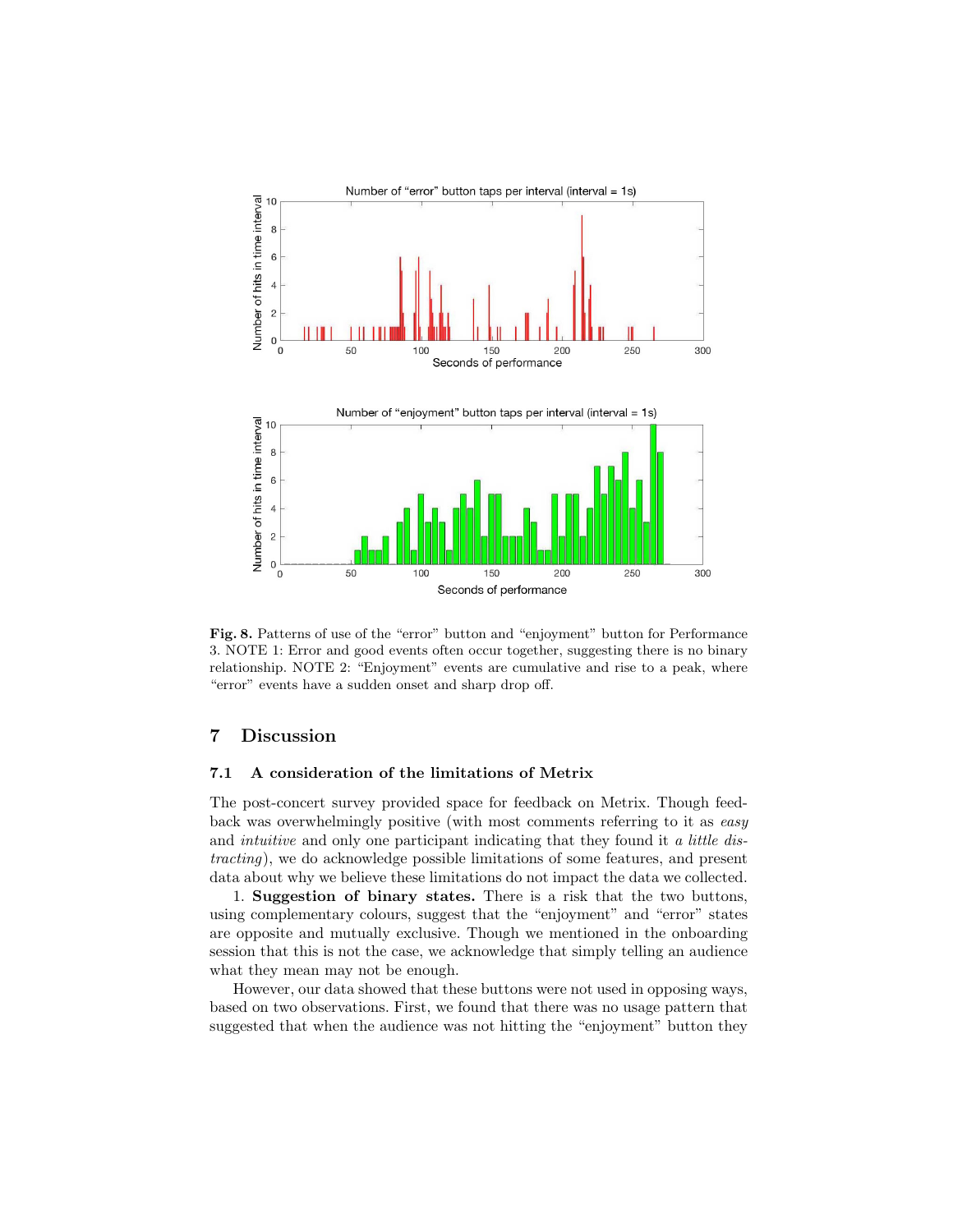**Fig. 8.** Patterns of use of the "error" button and "enjoyment" button for Performance 3. NOTE 1: Error and good events often occur together, suggesting there is no binary relationship. NOTE 2: "Enjoyment" events are cumulative and rise to a peak, where "error" events have a sudden onset and sharp drop off.

## 7 Discussion

### 7.1 A consideration of the limitations of Metrix

The post-concert survey provided space for feedback on Metrix. Though feedback was overwhelmingly positive (with most comments referring to it as *easy* and *intuitive* and only one participant indicating that they found it *a little distracting*), we do acknowledge possible limitations of some features, and present data about why we believe these limitations do not impact the data we collected.

1. **Suggestion of binary states.** There is a risk that the two buttons, using complementary colours, suggest that the "enjoyment" and "error" states are opposite and mutually exclusive. Though we mentioned in the onboarding session that this is not the case, we acknowledge that simply telling an audience what they mean may not be enough.

However, our data showed that these buttons were not used in opposing ways, based on two observations. First, we found that there was no usage pattern that suggested that when the audience was not hitting the "enjoyment" button they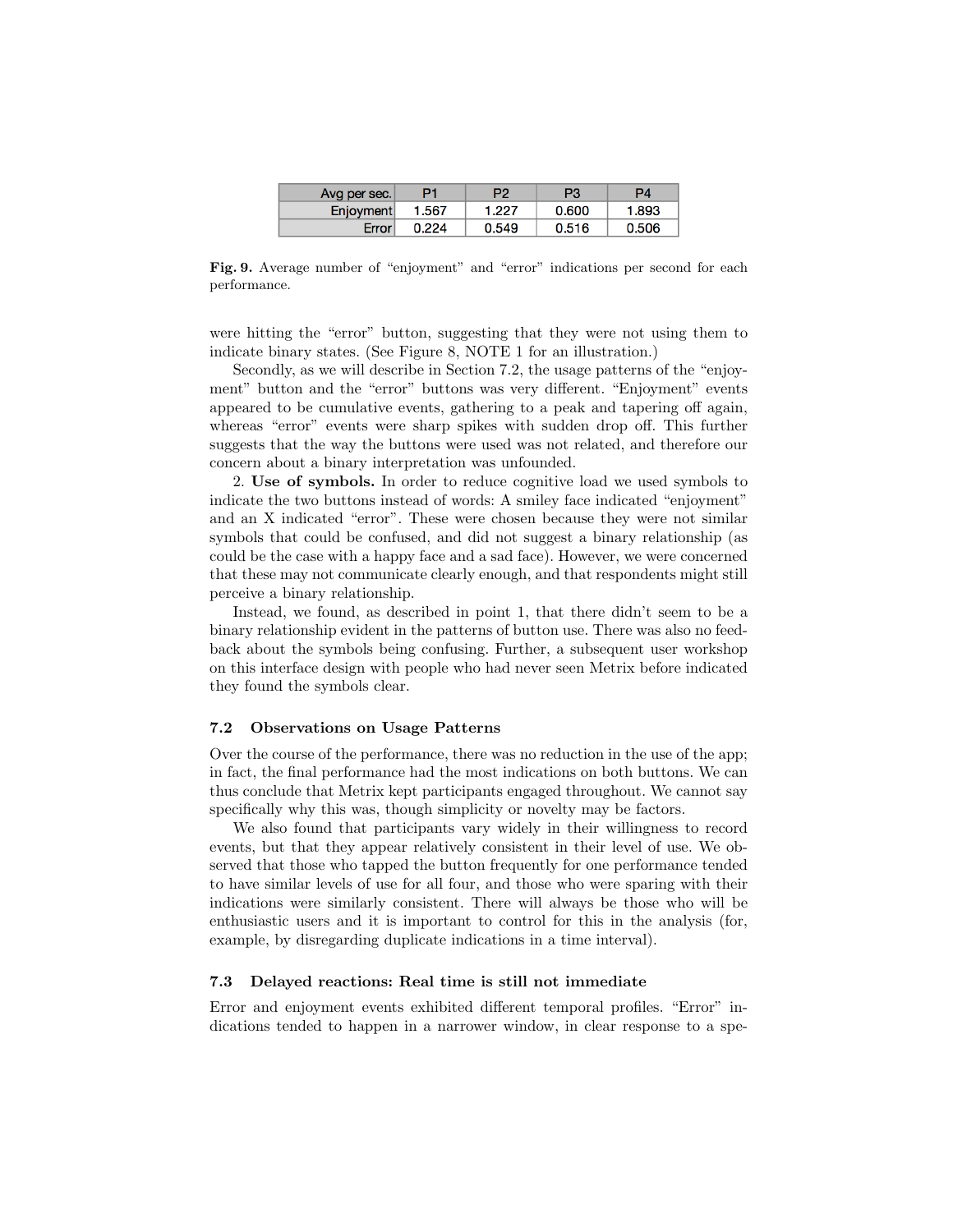| Avg per sec. | P1 | P2 | P3 | P4 |
|---|---|---|---|---|
| Enjoyment | 1.567 | 1.227 | 0.600 | 1.893 |
| Error | 0.224 | 0.549 | 0.516 | 0.506 |

**Fig. 9.** Average number of "enjoyment" and "error" indications per second for each performance.

were hitting the "error" button, suggesting that they were not using them to indicate binary states. (See Figure 8, NOTE 1 for an illustration.)

Secondly, as we will describe in Section 7.2, the usage patterns of the "enjoyment" button and the "error" buttons was very different. "Enjoyment" events appeared to be cumulative events, gathering to a peak and tapering off again, whereas "error" events were sharp spikes with sudden drop off. This further suggests that the way the buttons were used was not related, and therefore our concern about a binary interpretation was unfounded.

2. **Use of symbols.** In order to reduce cognitive load we used symbols to indicate the two buttons instead of words: A smiley face indicated "enjoyment" and an X indicated "error". These were chosen because they were not similar symbols that could be confused, and did not suggest a binary relationship (as could be the case with a happy face and a sad face). However, we were concerned that these may not communicate clearly enough, and that respondents might still perceive a binary relationship.

Instead, we found, as described in point 1, that there didn't seem to be a binary relationship evident in the patterns of button use. There was also no feedback about the symbols being confusing. Further, a subsequent user workshop on this interface design with people who had never seen Metrix before indicated they found the symbols clear.

### 7.2 Observations on Usage Patterns

Over the course of the performance, there was no reduction in the use of the app; in fact, the final performance had the most indications on both buttons. We can thus conclude that Metrix kept participants engaged throughout. We cannot say specifically why this was, though simplicity or novelty may be factors.

We also found that participants vary widely in their willingness to record events, but that they appear relatively consistent in their level of use. We observed that those who tapped the button frequently for one performance tended to have similar levels of use for all four, and those who were sparing with their indications were similarly consistent. There will always be those who will be enthusiastic users and it is important to control for this in the analysis (for, example, by disregarding duplicate indications in a time interval).

### 7.3 Delayed reactions: Real time is still not immediate

Error and enjoyment events exhibited different temporal profiles. "Error" indications tended to happen in a narrower window, in clear response to a spe-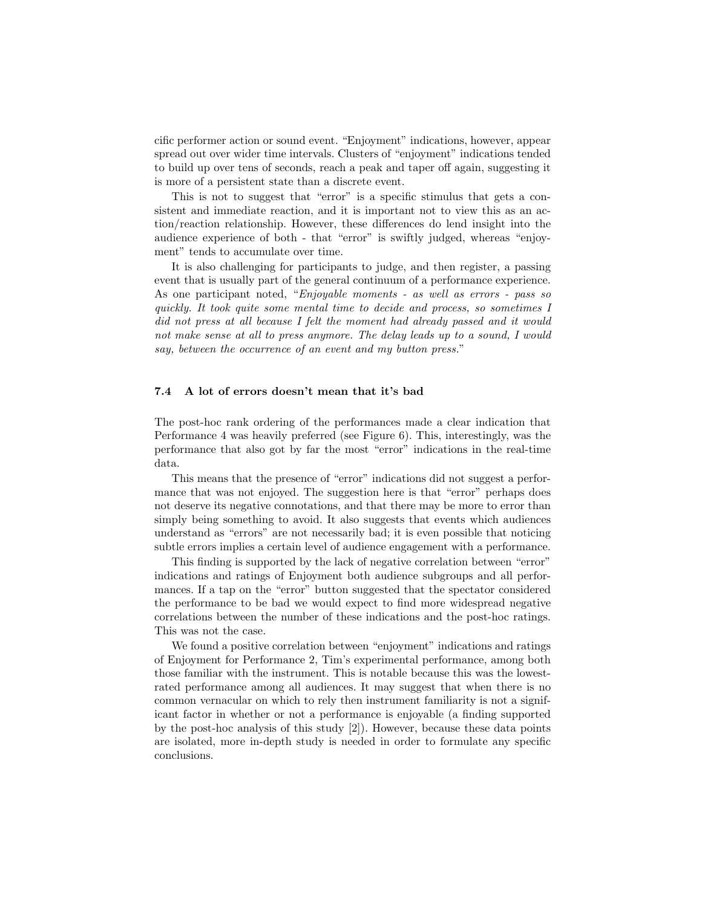cific performer action or sound event. "Enjoyment" indications, however, appear spread out over wider time intervals. Clusters of "enjoyment" indications tended to build up over tens of seconds, reach a peak and taper off again, suggesting it is more of a persistent state than a discrete event.

This is not to suggest that "error" is a specific stimulus that gets a consistent and immediate reaction, and it is important not to view this as an action/reaction relationship. However, these differences do lend insight into the audience experience of both - that "error" is swiftly judged, whereas "enjoyment" tends to accumulate over time.

It is also challenging for participants to judge, and then register, a passing event that is usually part of the general continuum of a performance experience. As one participant noted, "*Enjoyable moments - as well as errors - pass so quickly. It took quite some mental time to decide and process, so sometimes I did not press at all because I felt the moment had already passed and it would not make sense at all to press anymore. The delay leads up to a sound, I would say, between the occurrence of an event and my button press.*"

### 7.4 A lot of errors doesn't mean that it's bad

The post-hoc rank ordering of the performances made a clear indication that Performance 4 was heavily preferred (see Figure 6). This, interestingly, was the performance that also got by far the most "error" indications in the real-time data.

This means that the presence of "error" indications did not suggest a performance that was not enjoyed. The suggestion here is that "error" perhaps does not deserve its negative connotations, and that there may be more to error than simply being something to avoid. It also suggests that events which audiences understand as "errors" are not necessarily bad; it is even possible that noticing subtle errors implies a certain level of audience engagement with a performance.

This finding is supported by the lack of negative correlation between "error" indications and ratings of Enjoyment both audience subgroups and all performances. If a tap on the "error" button suggested that the spectator considered the performance to be bad we would expect to find more widespread negative correlations between the number of these indications and the post-hoc ratings. This was not the case.

We found a positive correlation between "enjoyment" indications and ratings of Enjoyment for Performance 2, Tim's experimental performance, among both those familiar with the instrument. This is notable because this was the lowest-rated performance among all audiences. It may suggest that when there is no common vernacular on which to rely then instrument familiarity is not a significant factor in whether or not a performance is enjoyable (a finding supported by the post-hoc analysis of this study [2]). However, because these data points are isolated, more in-depth study is needed in order to formulate any specific conclusions.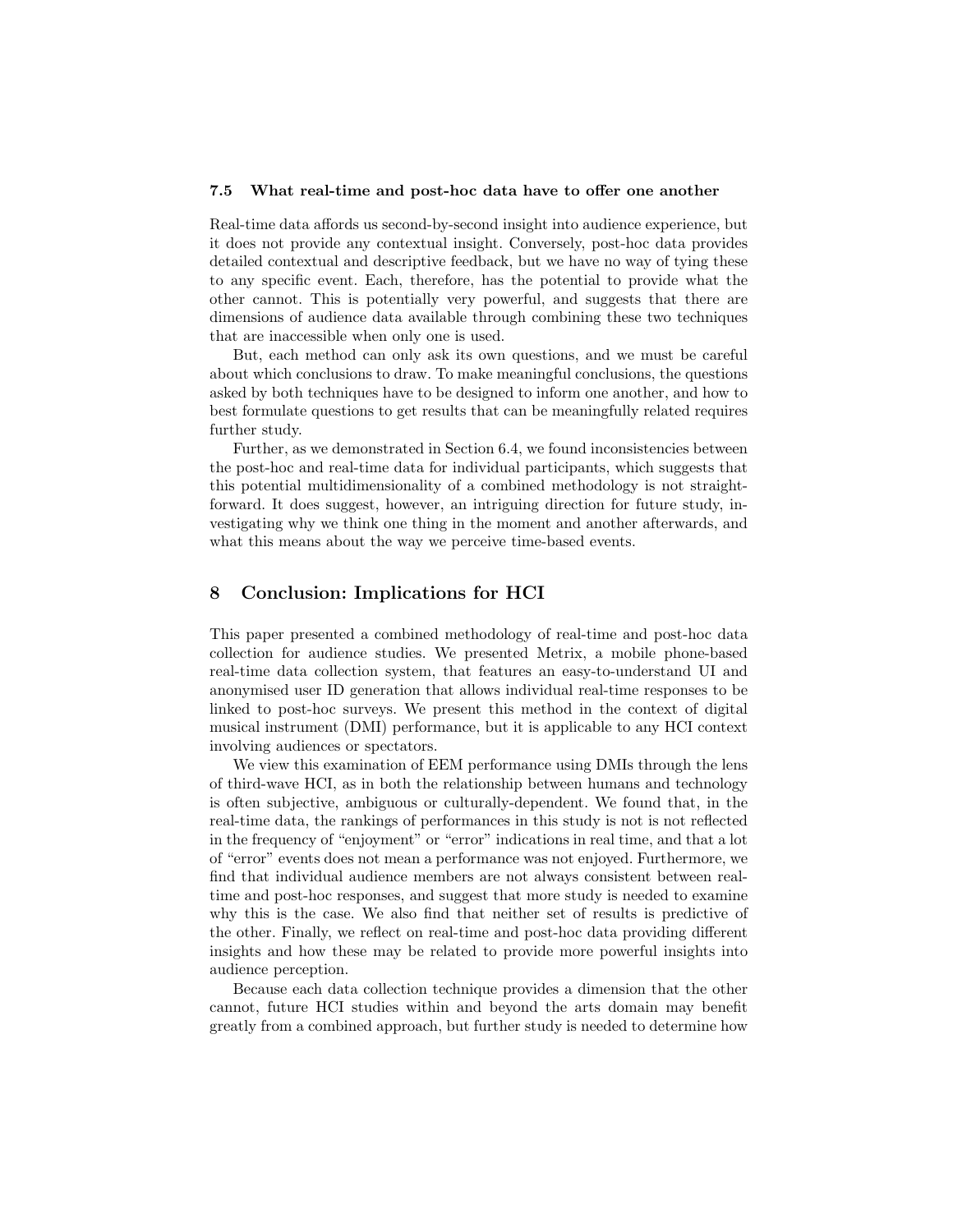### 7.5 What real-time and post-hoc data have to offer one another

Real-time data affords us second-by-second insight into audience experience, but it does not provide any contextual insight. Conversely, post-hoc data provides detailed contextual and descriptive feedback, but we have no way of tying these to any specific event. Each, therefore, has the potential to provide what the other cannot. This is potentially very powerful, and suggests that there are dimensions of audience data available through combining these two techniques that are inaccessible when only one is used.

But, each method can only ask its own questions, and we must be careful about which conclusions to draw. To make meaningful conclusions, the questions asked by both techniques have to be designed to inform one another, and how to best formulate questions to get results that can be meaningfully related requires further study.

Further, as we demonstrated in Section 6.4, we found inconsistencies between the post-hoc and real-time data for individual participants, which suggests that this potential multidimensionality of a combined methodology is not straightforward. It does suggest, however, an intriguing direction for future study, investigating why we think one thing in the moment and another afterwards, and what this means about the way we perceive time-based events.

## 8 Conclusion: Implications for HCI

This paper presented a combined methodology of real-time and post-hoc data collection for audience studies. We presented Metrix, a mobile phone-based real-time data collection system, that features an easy-to-understand UI and anonymised user ID generation that allows individual real-time responses to be linked to post-hoc surveys. We present this method in the context of digital musical instrument (DMI) performance, but it is applicable to any HCI context involving audiences or spectators.

We view this examination of EEM performance using DMIs through the lens of third-wave HCI, as in both the relationship between humans and technology is often subjective, ambiguous or culturally-dependent. We found that, in the real-time data, the rankings of performances in this study is not is not reflected in the frequency of "enjoyment" or "error" indications in real time, and that a lot of "error" events does not mean a performance was not enjoyed. Furthermore, we find that individual audience members are not always consistent between real-time and post-hoc responses, and suggest that more study is needed to examine why this is the case. We also find that neither set of results is predictive of the other. Finally, we reflect on real-time and post-hoc data providing different insights and how these may be related to provide more powerful insights into audience perception.

Because each data collection technique provides a dimension that the other cannot, future HCI studies within and beyond the arts domain may benefit greatly from a combined approach, but further study is needed to determine how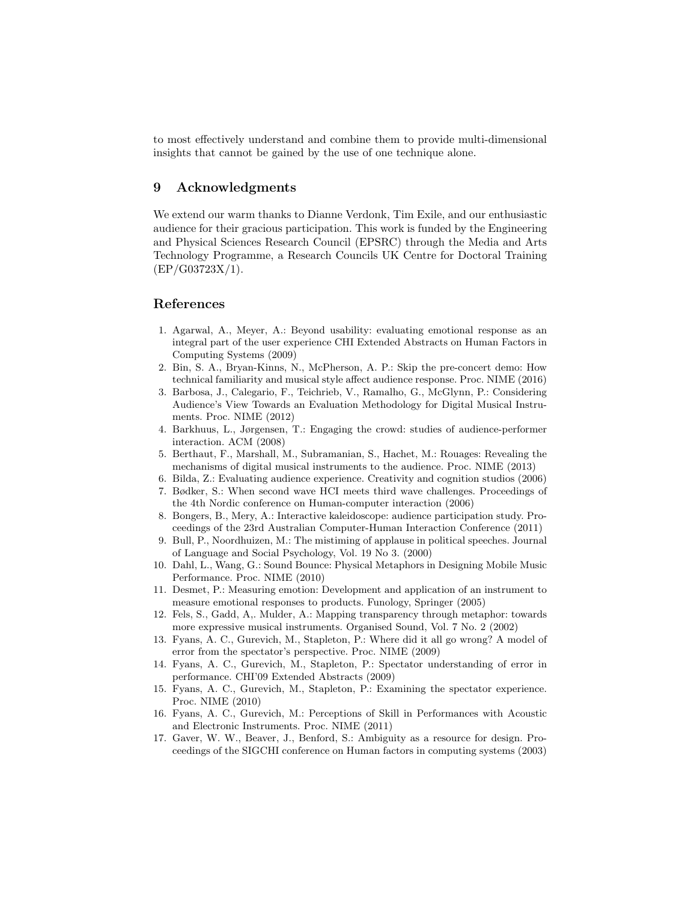to most effectively understand and combine them to provide multi-dimensional insights that cannot be gained by the use of one technique alone.

## 9 Acknowledgments

We extend our warm thanks to Dianne Verdonk, Tim Exile, and our enthusiastic audience for their gracious participation. This work is funded by the Engineering and Physical Sciences Research Council (EPSRC) through the Media and Arts Technology Programme, a Research Councils UK Centre for Doctoral Training (EP/G03723X/1).

## References

1. Agarwal, A., Meyer, A.: Beyond usability: evaluating emotional response as an integral part of the user experience CHI Extended Abstracts on Human Factors in Computing Systems (2009)
2. Bin, S. A., Bryan-Kinns, N., McPherson, A. P.: Skip the pre-concert demo: How technical familiarity and musical style affect audience response. Proc. NIME (2016)
3. Barbosa, J., Calegario, F., Teichrieb, V., Ramalho, G., McGlynn, P.: Considering Audience's View Towards an Evaluation Methodology for Digital Musical Instruments. Proc. NIME (2012)
4. Barkhuus, L., Jørgensen, T.: Engaging the crowd: studies of audience-performer interaction. ACM (2008)
5. Berthaut, F., Marshall, M., Subramanian, S., Hachet, M.: Rouages: Revealing the mechanisms of digital musical instruments to the audience. Proc. NIME (2013)
6. Bilda, Z.: Evaluating audience experience. Creativity and cognition studios (2006)
7. Bødker, S.: When second wave HCI meets third wave challenges. Proceedings of the 4th Nordic conference on Human-computer interaction (2006)
8. Bongers, B., Mery, A.: Interactive kaleidoscope: audience participation study. Proceedings of the 23rd Australian Computer-Human Interaction Conference (2011)
9. Bull, P., Noordhuizen, M.: The mistiming of applause in political speeches. Journal of Language and Social Psychology, Vol. 19 No 3. (2000)
10. Dahl, L., Wang, G.: Sound Bounce: Physical Metaphors in Designing Mobile Music Performance. Proc. NIME (2010)
11. Desmet, P.: Measuring emotion: Development and application of an instrument to measure emotional responses to products. Funology, Springer (2005)
12. Fels, S., Gadd, A,. Mulder, A.: Mapping transparency through metaphor: towards more expressive musical instruments. Organised Sound, Vol. 7 No. 2 (2002)
13. Fyans, A. C., Gurevich, M., Stapleton, P.: Where did it all go wrong? A model of error from the spectator's perspective. Proc. NIME (2009)
14. Fyans, A. C., Gurevich, M., Stapleton, P.: Spectator understanding of error in performance. CHI'09 Extended Abstracts (2009)
15. Fyans, A. C., Gurevich, M., Stapleton, P.: Examining the spectator experience. Proc. NIME (2010)
16. Fyans, A. C., Gurevich, M.: Perceptions of Skill in Performances with Acoustic and Electronic Instruments. Proc. NIME (2011)
17. Gaver, W. W., Beaver, J., Benford, S.: Ambiguity as a resource for design. Proceedings of the SIGCHI conference on Human factors in computing systems (2003)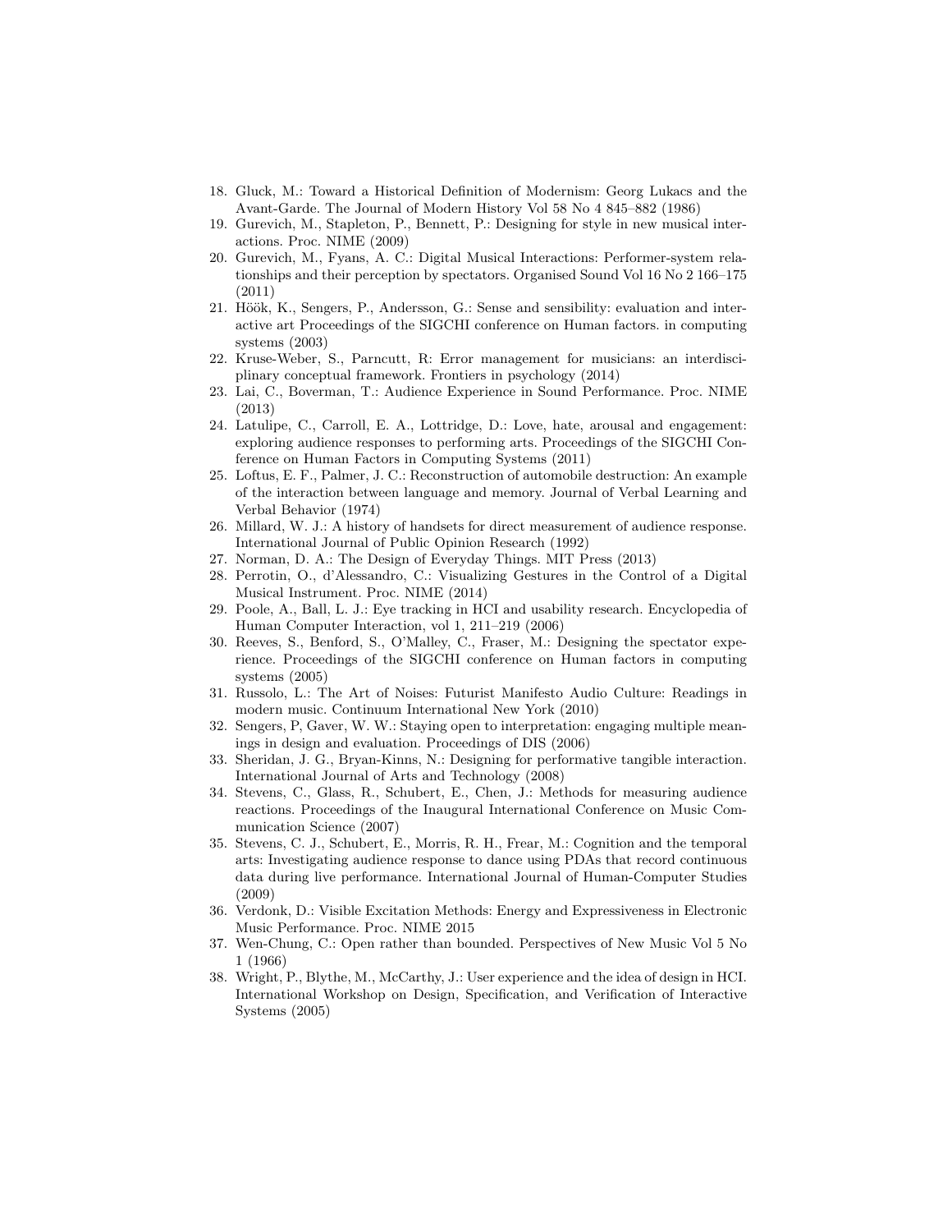18. Gluck, M.: Toward a Historical Definition of Modernism: Georg Lukacs and the Avant-Garde. The Journal of Modern History Vol 58 No 4 845–882 (1986)
19. Gurevich, M., Stapleton, P., Bennett, P.: Designing for style in new musical interactions. Proc. NIME (2009)
20. Gurevich, M., Fyans, A. C.: Digital Musical Interactions: Performer-system relationships and their perception by spectators. Organised Sound Vol 16 No 2 166–175 (2011)
21. Höök, K., Sengers, P., Andersson, G.: Sense and sensibility: evaluation and interactive art Proceedings of the SIGCHI conference on Human factors. in computing systems (2003)
22. Kruse-Weber, S., Parncutt, R: Error management for musicians: an interdisciplinary conceptual framework. Frontiers in psychology (2014)
23. Lai, C., Boverman, T.: Audience Experience in Sound Performance. Proc. NIME (2013)
24. Latulipe, C., Carroll, E. A., Lottridge, D.: Love, hate, arousal and engagement: exploring audience responses to performing arts. Proceedings of the SIGCHI Conference on Human Factors in Computing Systems (2011)
25. Loftus, E. F., Palmer, J. C.: Reconstruction of automobile destruction: An example of the interaction between language and memory. Journal of Verbal Learning and Verbal Behavior (1974)
26. Millard, W. J.: A history of handsets for direct measurement of audience response. International Journal of Public Opinion Research (1992)
27. Norman, D. A.: The Design of Everyday Things. MIT Press (2013)
28. Perrotin, O., d'Alessandro, C.: Visualizing Gestures in the Control of a Digital Musical Instrument. Proc. NIME (2014)
29. Poole, A., Ball, L. J.: Eye tracking in HCI and usability research. Encyclopedia of Human Computer Interaction, vol 1, 211–219 (2006)
30. Reeves, S., Benford, S., O'Malley, C., Fraser, M.: Designing the spectator experience. Proceedings of the SIGCHI conference on Human factors in computing systems (2005)
31. Russolo, L.: The Art of Noises: Futurist Manifesto Audio Culture: Readings in modern music. Continuum International New York (2010)
32. Sengers, P, Gaver, W. W.: Staying open to interpretation: engaging multiple meanings in design and evaluation. Proceedings of DIS (2006)
33. Sheridan, J. G., Bryan-Kinns, N.: Designing for performative tangible interaction. International Journal of Arts and Technology (2008)
34. Stevens, C., Glass, R., Schubert, E., Chen, J.: Methods for measuring audience reactions. Proceedings of the Inaugural International Conference on Music Communication Science (2007)
35. Stevens, C. J., Schubert, E., Morris, R. H., Frear, M.: Cognition and the temporal arts: Investigating audience response to dance using PDAs that record continuous data during live performance. International Journal of Human-Computer Studies (2009)
36. Verdonk, D.: Visible Excitation Methods: Energy and Expressiveness in Electronic Music Performance. Proc. NIME 2015
37. Wen-Chung, C.: Open rather than bounded. Perspectives of New Music Vol 5 No 1 (1966)
38. Wright, P., Blythe, M., McCarthy, J.: User experience and the idea of design in HCI. International Workshop on Design, Specification, and Verification of Interactive Systems (2005)